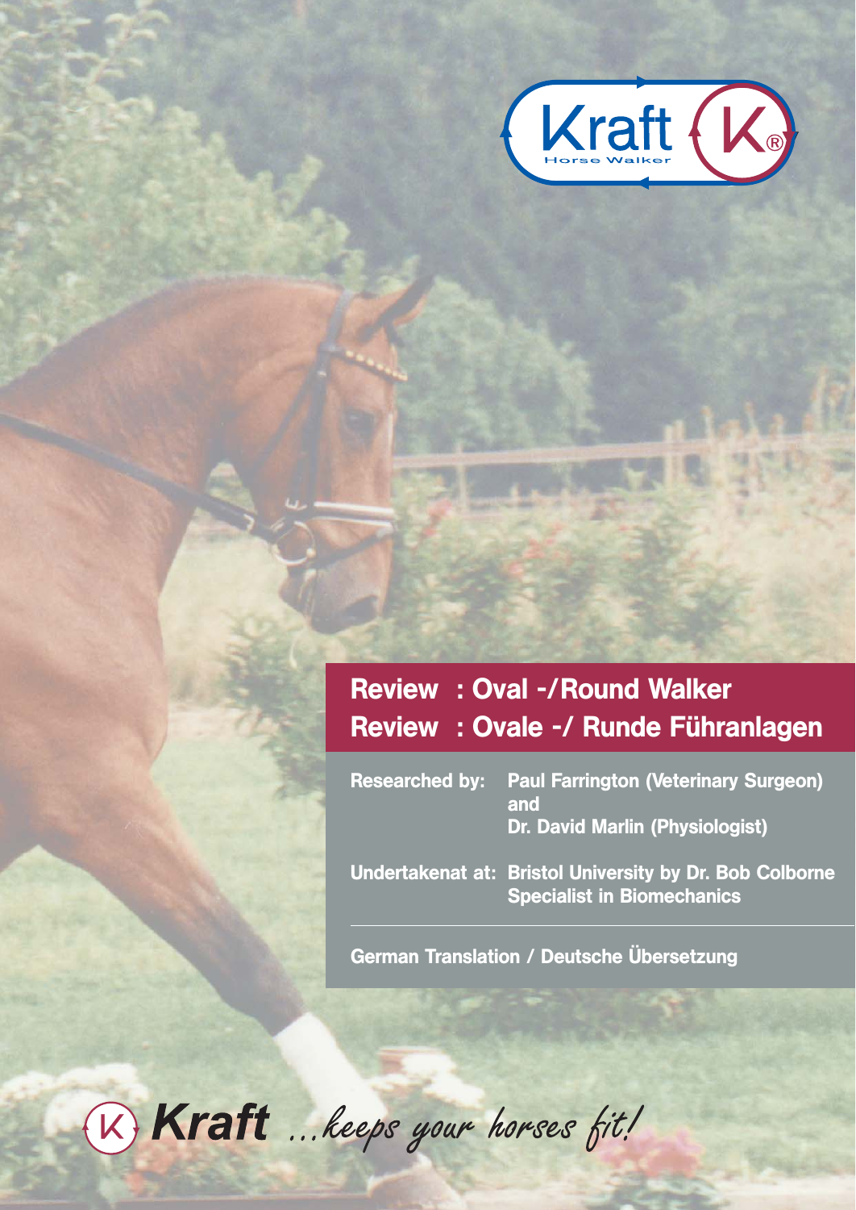Kraft

Horse Walker

# Review : Oval -/Round Walker
# Review : Ovale -/ Runde Führanlagen

**Researched by:** Paul Farrington (Veterinary Surgeon) and Dr. David Marlin (Physiologist)

**Undertakenat at:** Bristol University by Dr. Bob Colborne Specialist in Biomechanics

**German Translation / Deutsche Übersetzung**

**Kraft** *...keeps your horses fit!*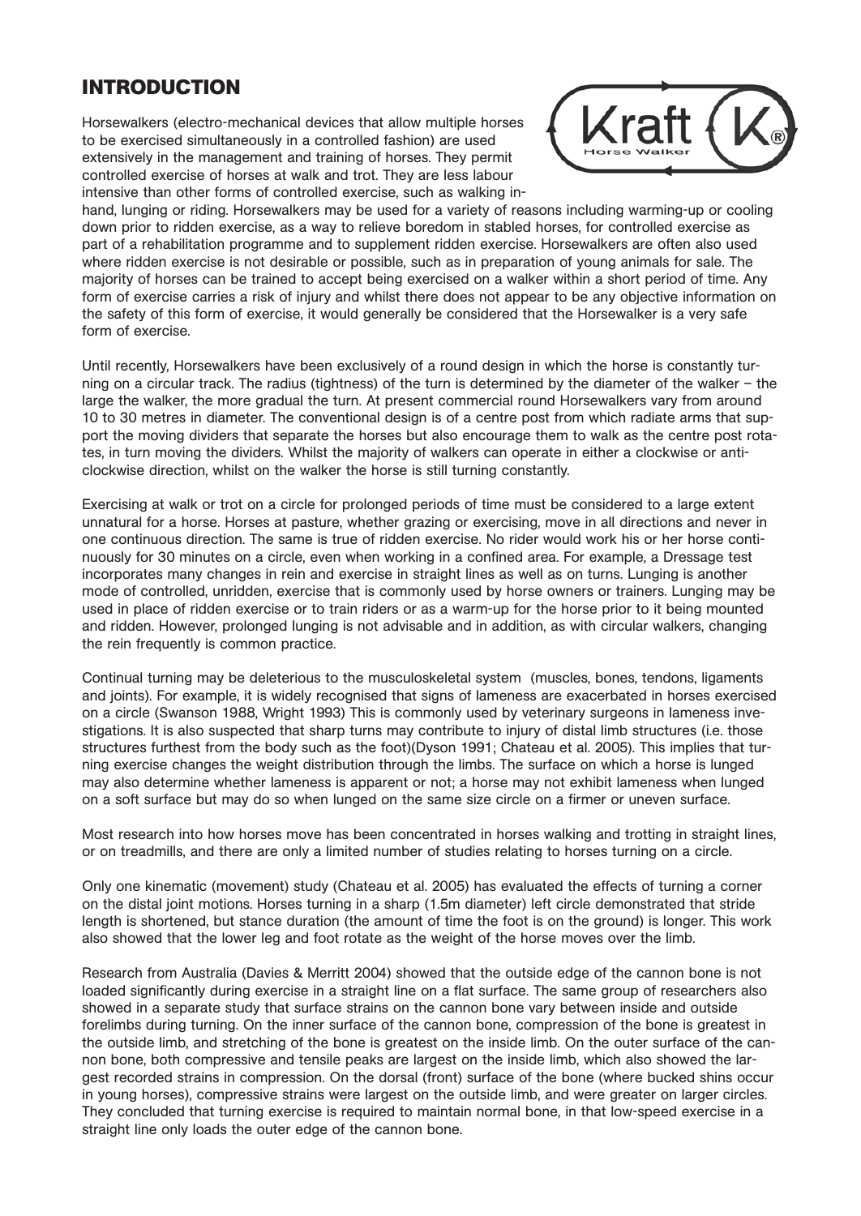# INTRODUCTION

Horsewalkers (electro-mechanical devices that allow multiple horses to be exercised simultaneously in a controlled fashion) are used extensively in the management and training of horses. They permit controlled exercise of horses at walk and trot. They are less labour intensive than other forms of controlled exercise, such as walking in-hand, lunging or riding. Horsewalkers may be used for a variety of reasons including warming-up or cooling down prior to ridden exercise, as a way to relieve boredom in stabled horses, for controlled exercise as part of a rehabilitation programme and to supplement ridden exercise. Horsewalkers are often also used where ridden exercise is not desirable or possible, such as in preparation of young animals for sale. The majority of horses can be trained to accept being exercised on a walker within a short period of time. Any form of exercise carries a risk of injury and whilst there does not appear to be any objective information on the safety of this form of exercise, it would generally be considered that the Horsewalker is a very safe form of exercise.

Until recently, Horsewalkers have been exclusively of a round design in which the horse is constantly turning on a circular track. The radius (tightness) of the turn is determined by the diameter of the walker – the large the walker, the more gradual the turn. At present commercial round Horsewalkers vary from around 10 to 30 metres in diameter. The conventional design is of a centre post from which radiate arms that support the moving dividers that separate the horses but also encourage them to walk as the centre post rotates, in turn moving the dividers. Whilst the majority of walkers can operate in either a clockwise or anti-clockwise direction, whilst on the walker the horse is still turning constantly.

Exercising at walk or trot on a circle for prolonged periods of time must be considered to a large extent unnatural for a horse. Horses at pasture, whether grazing or exercising, move in all directions and never in one continuous direction. The same is true of ridden exercise. No rider would work his or her horse continuously for 30 minutes on a circle, even when working in a confined area. For example, a Dressage test incorporates many changes in rein and exercise in straight lines as well as on turns. Lunging is another mode of controlled, unridden, exercise that is commonly used by horse owners or trainers. Lunging may be used in place of ridden exercise or to train riders or as a warm-up for the horse prior to it being mounted and ridden. However, prolonged lunging is not advisable and in addition, as with circular walkers, changing the rein frequently is common practice.

Continual turning may be deleterious to the musculoskeletal system (muscles, bones, tendons, ligaments and joints). For example, it is widely recognised that signs of lameness are exacerbated in horses exercised on a circle (Swanson 1988, Wright 1993) This is commonly used by veterinary surgeons in lameness investigations. It is also suspected that sharp turns may contribute to injury of distal limb structures (i.e. those structures furthest from the body such as the foot)(Dyson 1991; Chateau et al. 2005). This implies that turning exercise changes the weight distribution through the limbs. The surface on which a horse is lunged may also determine whether lameness is apparent or not; a horse may not exhibit lameness when lunged on a soft surface but may do so when lunged on the same size circle on a firmer or uneven surface.

Most research into how horses move has been concentrated in horses walking and trotting in straight lines, or on treadmills, and there are only a limited number of studies relating to horses turning on a circle.

Only one kinematic (movement) study (Chateau et al. 2005) has evaluated the effects of turning a corner on the distal joint motions. Horses turning in a sharp (1.5m diameter) left circle demonstrated that stride length is shortened, but stance duration (the amount of time the foot is on the ground) is longer. This work also showed that the lower leg and foot rotate as the weight of the horse moves over the limb.

Research from Australia (Davies & Merritt 2004) showed that the outside edge of the cannon bone is not loaded significantly during exercise in a straight line on a flat surface. The same group of researchers also showed in a separate study that surface strains on the cannon bone vary between inside and outside forelimbs during turning. On the inner surface of the cannon bone, compression of the bone is greatest in the outside limb, and stretching of the bone is greatest on the inside limb. On the outer surface of the cannon bone, both compressive and tensile peaks are largest on the inside limb, which also showed the largest recorded strains in compression. On the dorsal (front) surface of the bone (where bucked shins occur in young horses), compressive strains were largest on the outside limb, and were greater on larger circles. They concluded that turning exercise is required to maintain normal bone, in that low-speed exercise in a straight line only loads the outer edge of the cannon bone.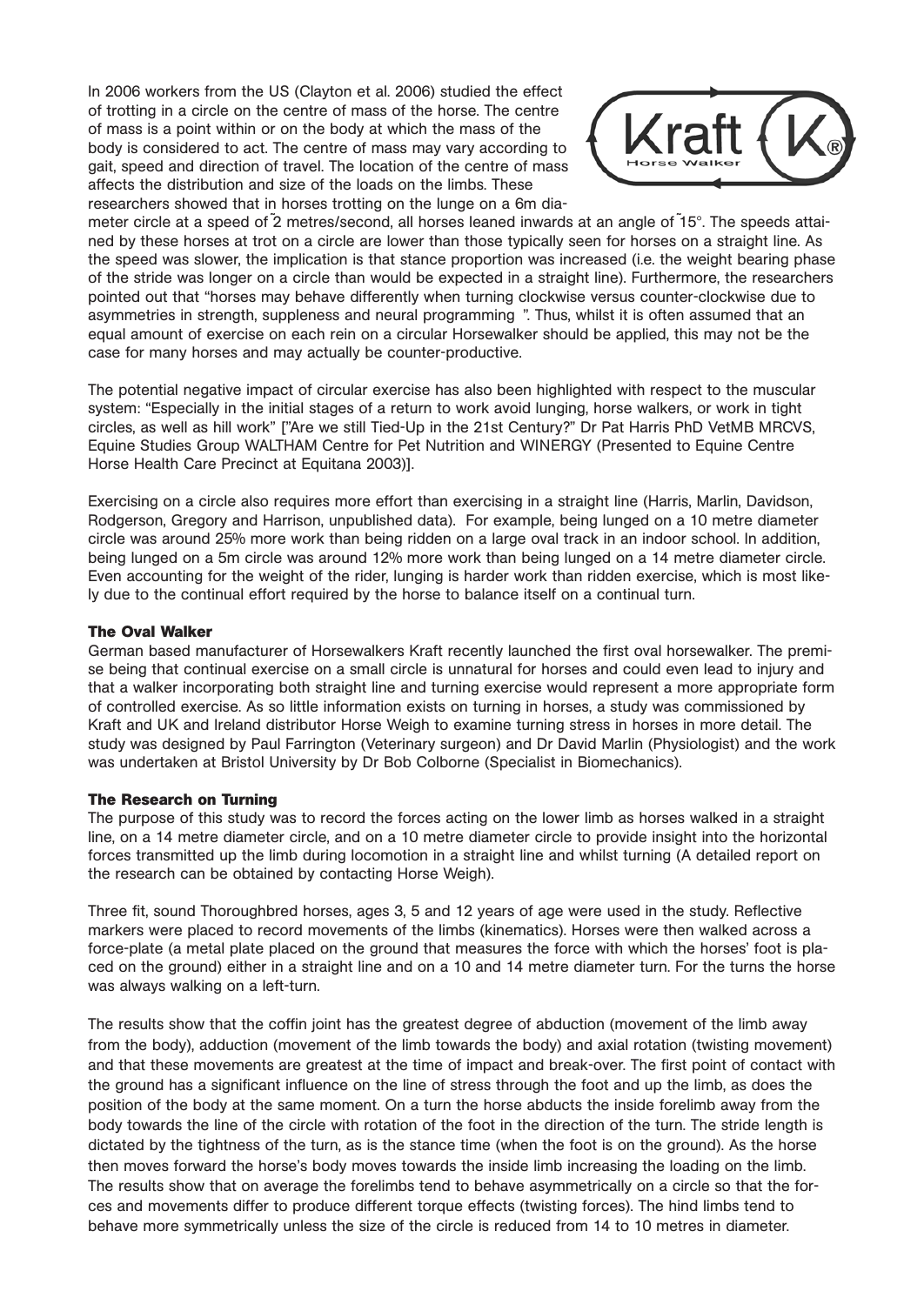In 2006 workers from the US (Clayton et al. 2006) studied the effect of trotting in a circle on the centre of mass of the horse. The centre of mass is a point within or on the body at which the mass of the body is considered to act. The centre of mass may vary according to gait, speed and direction of travel. The location of the centre of mass affects the distribution and size of the loads on the limbs. These researchers showed that in horses trotting on the lunge on a 6m diameter circle at a speed of ~2 metres/second, all horses leaned inwards at an angle of ~15°. The speeds attained by these horses at trot on a circle are lower than those typically seen for horses on a straight line. As the speed was slower, the implication is that stance proportion was increased (i.e. the weight bearing phase of the stride was longer on a circle than would be expected in a straight line). Furthermore, the researchers pointed out that "horses may behave differently when turning clockwise versus counter-clockwise due to asymmetries in strength, suppleness and neural programming ". Thus, whilst it is often assumed that an equal amount of exercise on each rein on a circular Horsewalker should be applied, this may not be the case for many horses and may actually be counter-productive.

The potential negative impact of circular exercise has also been highlighted with respect to the muscular system: "Especially in the initial stages of a return to work avoid lunging, horse walkers, or work in tight circles, as well as hill work" ["Are we still Tied-Up in the 21st Century?" Dr Pat Harris PhD VetMB MRCVS, Equine Studies Group WALTHAM Centre for Pet Nutrition and WINERGY (Presented to Equine Centre Horse Health Care Precinct at Equitana 2003)].

Exercising on a circle also requires more effort than exercising in a straight line (Harris, Marlin, Davidson, Rodgerson, Gregory and Harrison, unpublished data). For example, being lunged on a 10 metre diameter circle was around 25% more work than being ridden on a large oval track in an indoor school. In addition, being lunged on a 5m circle was around 12% more work than being lunged on a 14 metre diameter circle. Even accounting for the weight of the rider, lunging is harder work than ridden exercise, which is most likely due to the continual effort required by the horse to balance itself on a continual turn.

### The Oval Walker

German based manufacturer of Horsewalkers Kraft recently launched the first oval horsewalker. The premise being that continual exercise on a small circle is unnatural for horses and could even lead to injury and that a walker incorporating both straight line and turning exercise would represent a more appropriate form of controlled exercise. As so little information exists on turning in horses, a study was commissioned by Kraft and UK and Ireland distributor Horse Weigh to examine turning stress in horses in more detail. The study was designed by Paul Farrington (Veterinary surgeon) and Dr David Marlin (Physiologist) and the work was undertaken at Bristol University by Dr Bob Colborne (Specialist in Biomechanics).

### The Research on Turning

The purpose of this study was to record the forces acting on the lower limb as horses walked in a straight line, on a 14 metre diameter circle, and on a 10 metre diameter circle to provide insight into the horizontal forces transmitted up the limb during locomotion in a straight line and whilst turning (A detailed report on the research can be obtained by contacting Horse Weigh).

Three fit, sound Thoroughbred horses, ages 3, 5 and 12 years of age were used in the study. Reflective markers were placed to record movements of the limbs (kinematics). Horses were then walked across a force-plate (a metal plate placed on the ground that measures the force with which the horses' foot is placed on the ground) either in a straight line and on a 10 and 14 metre diameter turn. For the turns the horse was always walking on a left-turn.

The results show that the coffin joint has the greatest degree of abduction (movement of the limb away from the body), adduction (movement of the limb towards the body) and axial rotation (twisting movement) and that these movements are greatest at the time of impact and break-over. The first point of contact with the ground has a significant influence on the line of stress through the foot and up the limb, as does the position of the body at the same moment. On a turn the horse abducts the inside forelimb away from the body towards the line of the circle with rotation of the foot in the direction of the turn. The stride length is dictated by the tightness of the turn, as is the stance time (when the foot is on the ground). As the horse then moves forward the horse's body moves towards the inside limb increasing the loading on the limb. The results show that on average the forelimbs tend to behave asymmetrically on a circle so that the forces and movements differ to produce different torque effects (twisting forces). The hind limbs tend to behave more symmetrically unless the size of the circle is reduced from 14 to 10 metres in diameter.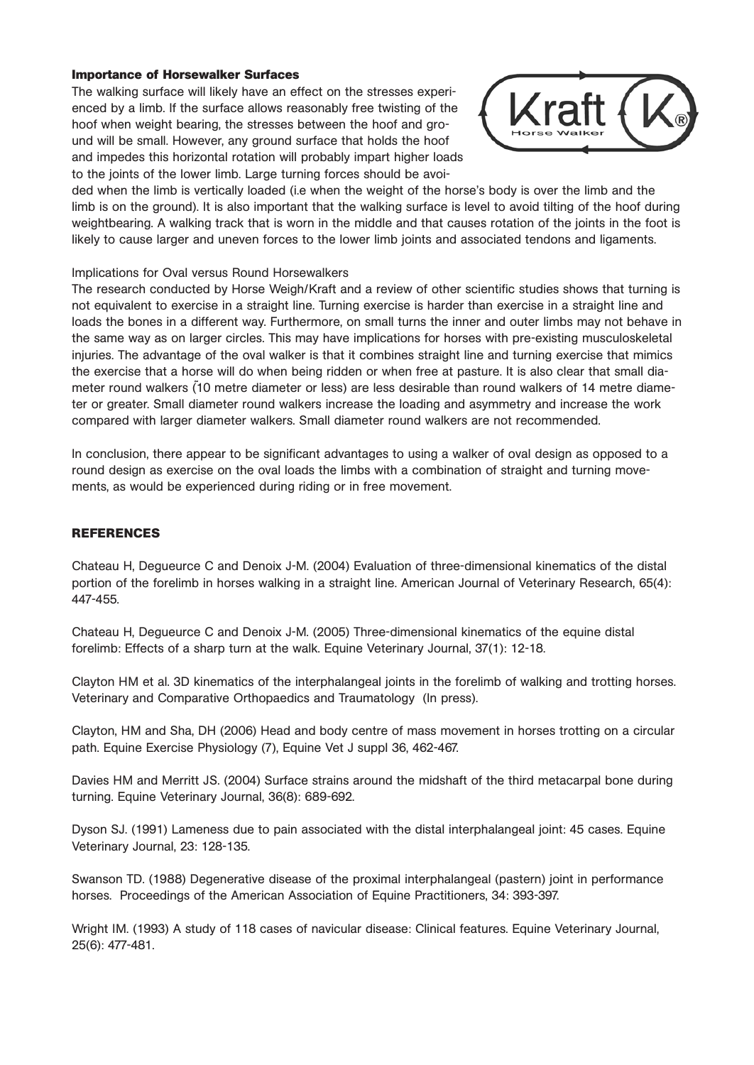### Importance of Horsewalker Surfaces

The walking surface will likely have an effect on the stresses experienced by a limb. If the surface allows reasonably free twisting of the hoof when weight bearing, the stresses between the hoof and ground will be small. However, any ground surface that holds the hoof and impedes this horizontal rotation will probably impart higher loads to the joints of the lower limb. Large turning forces should be avoided when the limb is vertically loaded (i.e when the weight of the horse's body is over the limb and the limb is on the ground). It is also important that the walking surface is level to avoid tilting of the hoof during weightbearing. A walking track that is worn in the middle and that causes rotation of the joints in the foot is likely to cause larger and uneven forces to the lower limb joints and associated tendons and ligaments.

Implications for Oval versus Round Horsewalkers

The research conducted by Horse Weigh/Kraft and a review of other scientific studies shows that turning is not equivalent to exercise in a straight line. Turning exercise is harder than exercise in a straight line and loads the bones in a different way. Furthermore, on small turns the inner and outer limbs may not behave in the same way as on larger circles. This may have implications for horses with pre-existing musculoskeletal injuries. The advantage of the oval walker is that it combines straight line and turning exercise that mimics the exercise that a horse will do when being ridden or when free at pasture. It is also clear that small diameter round walkers (~10 metre diameter or less) are less desirable than round walkers of 14 metre diameter or greater. Small diameter round walkers increase the loading and asymmetry and increase the work compared with larger diameter walkers. Small diameter round walkers are not recommended.

In conclusion, there appear to be significant advantages to using a walker of oval design as opposed to a round design as exercise on the oval loads the limbs with a combination of straight and turning movements, as would be experienced during riding or in free movement.

### REFERENCES

Chateau H, Degueurce C and Denoix J-M. (2004) Evaluation of three-dimensional kinematics of the distal portion of the forelimb in horses walking in a straight line. American Journal of Veterinary Research, 65(4): 447-455.

Chateau H, Degueurce C and Denoix J-M. (2005) Three-dimensional kinematics of the equine distal forelimb: Effects of a sharp turn at the walk. Equine Veterinary Journal, 37(1): 12-18.

Clayton HM et al. 3D kinematics of the interphalangeal joints in the forelimb of walking and trotting horses. Veterinary and Comparative Orthopaedics and Traumatology (In press).

Clayton, HM and Sha, DH (2006) Head and body centre of mass movement in horses trotting on a circular path. Equine Exercise Physiology (7), Equine Vet J suppl 36, 462-467.

Davies HM and Merritt JS. (2004) Surface strains around the midshaft of the third metacarpal bone during turning. Equine Veterinary Journal, 36(8): 689-692.

Dyson SJ. (1991) Lameness due to pain associated with the distal interphalangeal joint: 45 cases. Equine Veterinary Journal, 23: 128-135.

Swanson TD. (1988) Degenerative disease of the proximal interphalangeal (pastern) joint in performance horses. Proceedings of the American Association of Equine Practitioners, 34: 393-397.

Wright IM. (1993) A study of 118 cases of navicular disease: Clinical features. Equine Veterinary Journal, 25(6): 477-481.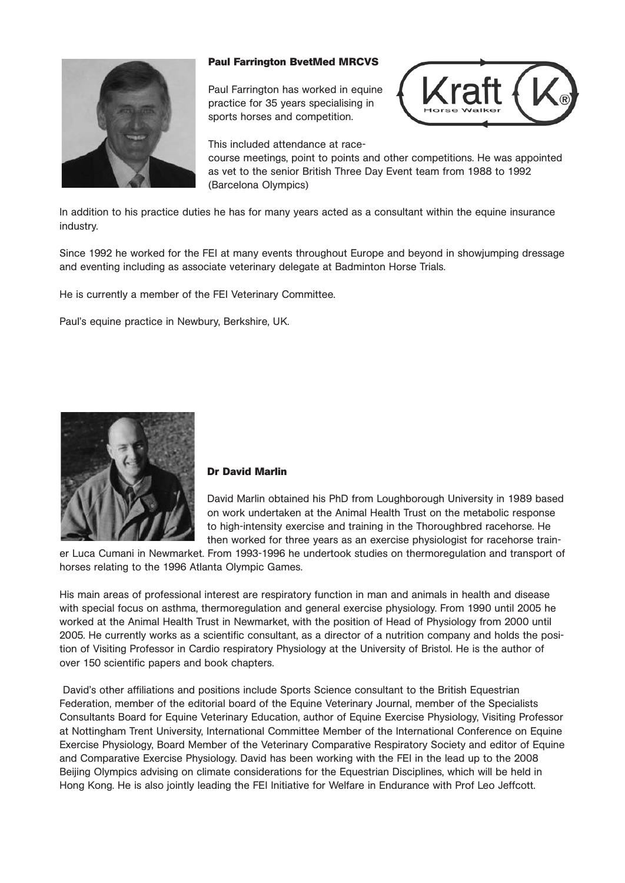**Paul Farrington BvetMed MRCVS**

Paul Farrington has worked in equine practice for 35 years specialising in sports horses and competition.

This included attendance at racecourse meetings, point to points and other competitions. He was appointed as vet to the senior British Three Day Event team from 1988 to 1992 (Barcelona Olympics)

In addition to his practice duties he has for many years acted as a consultant within the equine insurance industry.

Since 1992 he worked for the FEI at many events throughout Europe and beyond in showjumping dressage and eventing including as associate veterinary delegate at Badminton Horse Trials.

He is currently a member of the FEI Veterinary Committee.

Paul's equine practice in Newbury, Berkshire, UK.

**Dr David Marlin**

David Marlin obtained his PhD from Loughborough University in 1989 based on work undertaken at the Animal Health Trust on the metabolic response to high-intensity exercise and training in the Thoroughbred racehorse. He then worked for three years as an exercise physiologist for racehorse trainer Luca Cumani in Newmarket. From 1993-1996 he undertook studies on thermoregulation and transport of horses relating to the 1996 Atlanta Olympic Games.

His main areas of professional interest are respiratory function in man and animals in health and disease with special focus on asthma, thermoregulation and general exercise physiology. From 1990 until 2005 he worked at the Animal Health Trust in Newmarket, with the position of Head of Physiology from 2000 until 2005. He currently works as a scientific consultant, as a director of a nutrition company and holds the position of Visiting Professor in Cardio respiratory Physiology at the University of Bristol. He is the author of over 150 scientific papers and book chapters.

David's other affiliations and positions include Sports Science consultant to the British Equestrian Federation, member of the editorial board of the Equine Veterinary Journal, member of the Specialists Consultants Board for Equine Veterinary Education, author of Equine Exercise Physiology, Visiting Professor at Nottingham Trent University, International Committee Member of the International Conference on Equine Exercise Physiology, Board Member of the Veterinary Comparative Respiratory Society and editor of Equine and Comparative Exercise Physiology. David has been working with the FEI in the lead up to the 2008 Beijing Olympics advising on climate considerations for the Equestrian Disciplines, which will be held in Hong Kong. He is also jointly leading the FEI Initiative for Welfare in Endurance with Prof Leo Jeffcott.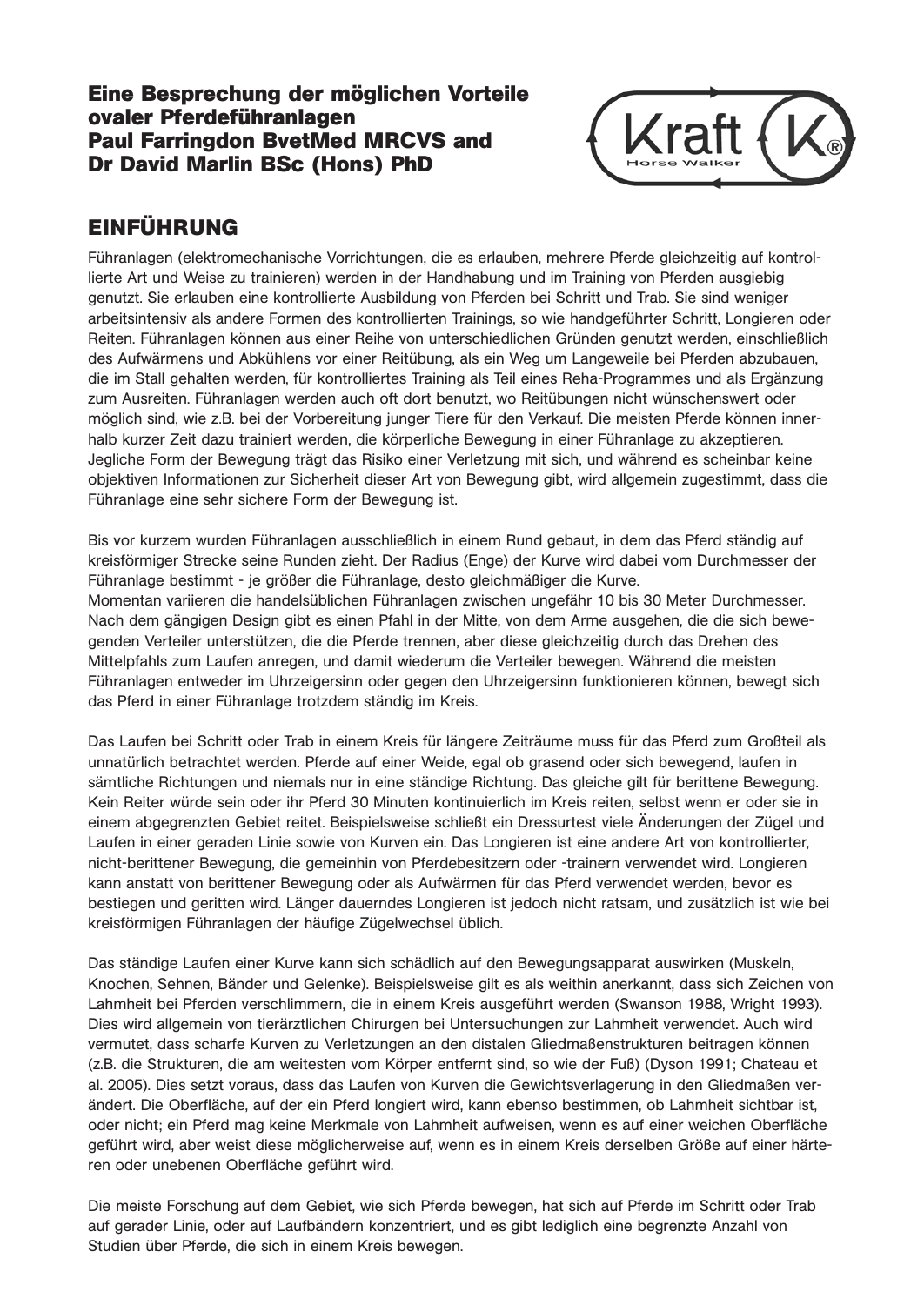# Eine Besprechung der möglichen Vorteile ovaler Pferdeführanlagen
# Paul Farringdon BvetMed MRCVS and Dr David Marlin BSc (Hons) PhD

## EINFÜHRUNG

Führanlagen (elektromechanische Vorrichtungen, die es erlauben, mehrere Pferde gleichzeitig auf kontrollierte Art und Weise zu trainieren) werden in der Handhabung und im Training von Pferden ausgiebig genutzt. Sie erlauben eine kontrollierte Ausbildung von Pferden bei Schritt und Trab. Sie sind weniger arbeitsintensiv als andere Formen des kontrollierten Trainings, so wie handgeführter Schritt, Longieren oder Reiten. Führanlagen können aus einer Reihe von unterschiedlichen Gründen genutzt werden, einschließlich des Aufwärmens und Abkühlens vor einer Reitübung, als ein Weg um Langeweile bei Pferden abzubauen, die im Stall gehalten werden, für kontrolliertes Training als Teil eines Reha-Programmes und als Ergänzung zum Ausreiten. Führanlagen werden auch oft dort benutzt, wo Reitübungen nicht wünschenswert oder möglich sind, wie z.B. bei der Vorbereitung junger Tiere für den Verkauf. Die meisten Pferde können innerhalb kurzer Zeit dazu trainiert werden, die körperliche Bewegung in einer Führanlage zu akzeptieren. Jegliche Form der Bewegung trägt das Risiko einer Verletzung mit sich, und während es scheinbar keine objektiven Informationen zur Sicherheit dieser Art von Bewegung gibt, wird allgemein zugestimmt, dass die Führanlage eine sehr sichere Form der Bewegung ist.

Bis vor kurzem wurden Führanlagen ausschließlich in einem Rund gebaut, in dem das Pferd ständig auf kreisförmiger Strecke seine Runden zieht. Der Radius (Enge) der Kurve wird dabei vom Durchmesser der Führanlage bestimmt - je größer die Führanlage, desto gleichmäßiger die Kurve.
Momentan variieren die handelsüblichen Führanlagen zwischen ungefähr 10 bis 30 Meter Durchmesser. Nach dem gängigen Design gibt es einen Pfahl in der Mitte, von dem Arme ausgehen, die die sich bewegenden Verteiler unterstützen, die die Pferde trennen, aber diese gleichzeitig durch das Drehen des Mittelpfahls zum Laufen anregen, und damit wiederum die Verteiler bewegen. Während die meisten Führanlagen entweder im Uhrzeigersinn oder gegen den Uhrzeigersinn funktionieren können, bewegt sich das Pferd in einer Führanlage trotzdem ständig im Kreis.

Das Laufen bei Schritt oder Trab in einem Kreis für längere Zeiträume muss für das Pferd zum Großteil als unnatürlich betrachtet werden. Pferde auf einer Weide, egal ob grasend oder sich bewegend, laufen in sämtliche Richtungen und niemals nur in eine ständige Richtung. Das gleiche gilt für berittene Bewegung. Kein Reiter würde sein oder ihr Pferd 30 Minuten kontinuierlich im Kreis reiten, selbst wenn er oder sie in einem abgegrenzten Gebiet reitet. Beispielsweise schließt ein Dressurtest viele Änderungen der Zügel und Laufen in einer geraden Linie sowie von Kurven ein. Das Longieren ist eine andere Art von kontrollierter, nicht-berittener Bewegung, die gemeinhin von Pferdebesitzern oder -trainern verwendet wird. Longieren kann anstatt von berittener Bewegung oder als Aufwärmen für das Pferd verwendet werden, bevor es bestiegen und geritten wird. Länger dauerndes Longieren ist jedoch nicht ratsam, und zusätzlich ist wie bei kreisförmigen Führanlagen der häufige Zügelwechsel üblich.

Das ständige Laufen einer Kurve kann sich schädlich auf den Bewegungsapparat auswirken (Muskeln, Knochen, Sehnen, Bänder und Gelenke). Beispielsweise gilt es als weithin anerkannt, dass sich Zeichen von Lahmheit bei Pferden verschlimmern, die in einem Kreis ausgeführt werden (Swanson 1988, Wright 1993). Dies wird allgemein von tierärztlichen Chirurgen bei Untersuchungen zur Lahmheit verwendet. Auch wird vermutet, dass scharfe Kurven zu Verletzungen an den distalen Gliedmaßenstrukturen beitragen können (z.B. die Strukturen, die am weitesten vom Körper entfernt sind, so wie der Fuß) (Dyson 1991; Chateau et al. 2005). Dies setzt voraus, dass das Laufen von Kurven die Gewichtsverlagerung in den Gliedmaßen verändert. Die Oberfläche, auf der ein Pferd longiert wird, kann ebenso bestimmen, ob Lahmheit sichtbar ist, oder nicht; ein Pferd mag keine Merkmale von Lahmheit aufweisen, wenn es auf einer weichen Oberfläche geführt wird, aber weist diese möglicherweise auf, wenn es in einem Kreis derselben Größe auf einer härteren oder unebenen Oberfläche geführt wird.

Die meiste Forschung auf dem Gebiet, wie sich Pferde bewegen, hat sich auf Pferde im Schritt oder Trab auf gerader Linie, oder auf Laufbändern konzentriert, und es gibt lediglich eine begrenzte Anzahl von Studien über Pferde, die sich in einem Kreis bewegen.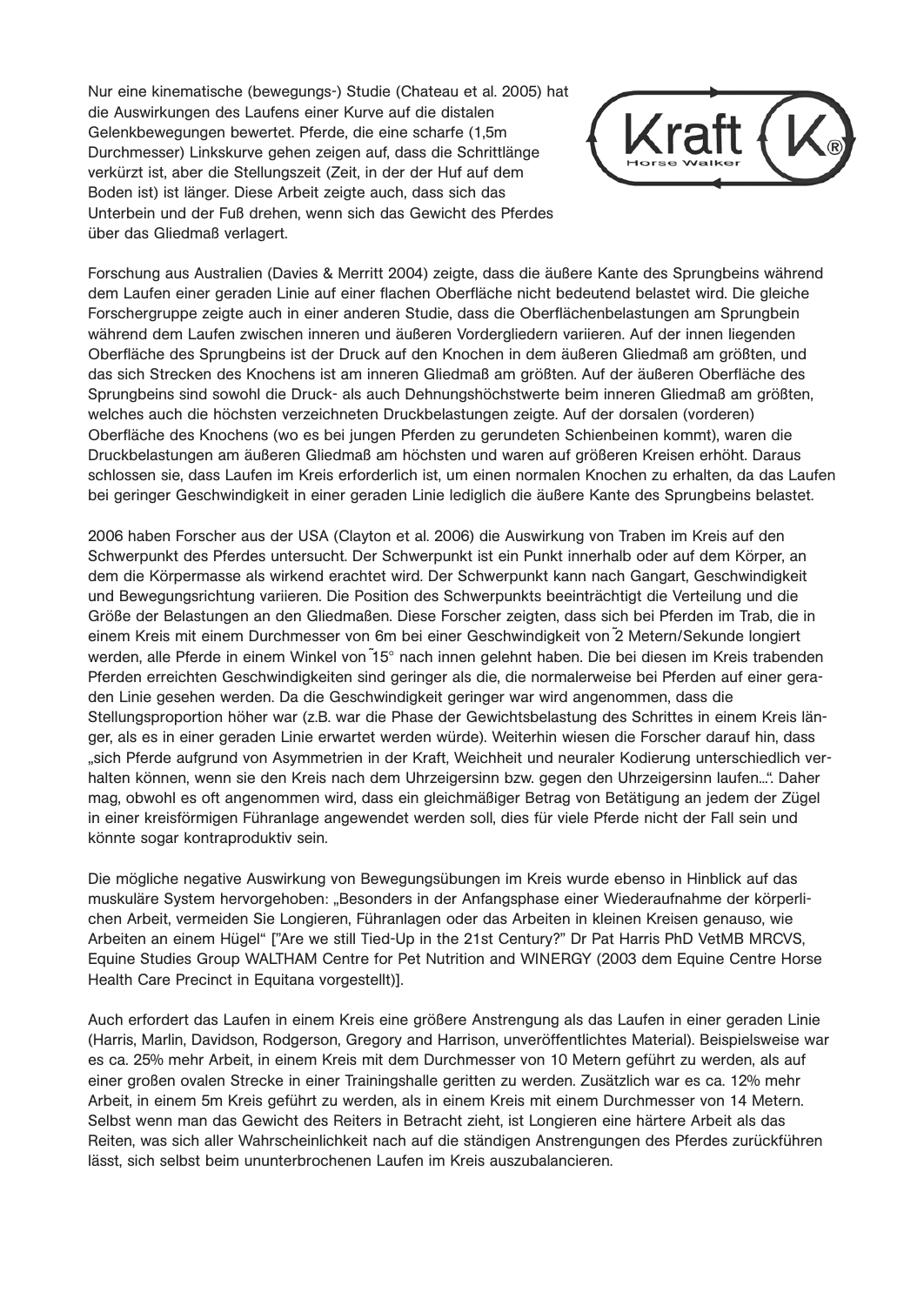Nur eine kinematische (bewegungs-) Studie (Chateau et al. 2005) hat die Auswirkungen des Laufens einer Kurve auf die distalen Gelenkbewegungen bewertet. Pferde, die eine scharfe (1,5m Durchmesser) Linkskurve gehen zeigen auf, dass die Schrittlänge verkürzt ist, aber die Stellungszeit (Zeit, in der der Huf auf dem Boden ist) ist länger. Diese Arbeit zeigte auch, dass sich das Unterbein und der Fuß drehen, wenn sich das Gewicht des Pferdes über das Gliedmaß verlagert.

Forschung aus Australien (Davies & Merritt 2004) zeigte, dass die äußere Kante des Sprungbeins während dem Laufen einer geraden Linie auf einer flachen Oberfläche nicht bedeutend belastet wird. Die gleiche Forschergruppe zeigte auch in einer anderen Studie, dass die Oberflächenbelastungen am Sprungbein während dem Laufen zwischen inneren und äußeren Vordergliedern variieren. Auf der innen liegenden Oberfläche des Sprungbeins ist der Druck auf den Knochen in dem äußeren Gliedmaß am größten, und das sich Strecken des Knochens ist am inneren Gliedmaß am größten. Auf der äußeren Oberfläche des Sprungbeins sind sowohl die Druck- als auch Dehnungshöchstwerte beim inneren Gliedmaß am größten, welches auch die höchsten verzeichneten Druckbelastungen zeigte. Auf der dorsalen (vorderen) Oberfläche des Knochens (wo es bei jungen Pferden zu gerundeten Schienbeinen kommt), waren die Druckbelastungen am äußeren Gliedmaß am höchsten und waren auf größeren Kreisen erhöht. Daraus schlossen sie, dass Laufen im Kreis erforderlich ist, um einen normalen Knochen zu erhalten, da das Laufen bei geringer Geschwindigkeit in einer geraden Linie lediglich die äußere Kante des Sprungbeins belastet.

2006 haben Forscher aus der USA (Clayton et al. 2006) die Auswirkung von Traben im Kreis auf den Schwerpunkt des Pferdes untersucht. Der Schwerpunkt ist ein Punkt innerhalb oder auf dem Körper, an dem die Körpermasse als wirkend erachtet wird. Der Schwerpunkt kann nach Gangart, Geschwindigkeit und Bewegungsrichtung variieren. Die Position des Schwerpunkts beeinträchtigt die Verteilung und die Größe der Belastungen an den Gliedmaßen. Diese Forscher zeigten, dass sich bei Pferden im Trab, die in einem Kreis mit einem Durchmesser von 6m bei einer Geschwindigkeit von ˜2 Metern/Sekunde longiert werden, alle Pferde in einem Winkel von ˜15° nach innen gelehnt haben. Die bei diesen im Kreis trabenden Pferden erreichten Geschwindigkeiten sind geringer als die, die normalerweise bei Pferden auf einer geraden Linie gesehen werden. Da die Geschwindigkeit geringer war wird angenommen, dass die Stellungsproportion höher war (z.B. war die Phase der Gewichtsbelastung des Schrittes in einem Kreis länger, als es in einer geraden Linie erwartet werden würde). Weiterhin wiesen die Forscher darauf hin, dass „sich Pferde aufgrund von Asymmetrien in der Kraft, Weichheit und neuraler Kodierung unterschiedlich verhalten können, wenn sie den Kreis nach dem Uhrzeigersinn bzw. gegen den Uhrzeigersinn laufen...". Daher mag, obwohl es oft angenommen wird, dass ein gleichmäßiger Betrag von Betätigung an jedem der Zügel in einer kreisförmigen Führanlage angewendet werden soll, dies für viele Pferde nicht der Fall sein und könnte sogar kontraproduktiv sein.

Die mögliche negative Auswirkung von Bewegungsübungen im Kreis wurde ebenso in Hinblick auf das muskuläre System hervorgehoben: „Besonders in der Anfangsphase einer Wiederaufnahme der körperlichen Arbeit, vermeiden Sie Longieren, Führanlagen oder das Arbeiten in kleinen Kreisen genauso, wie Arbeiten an einem Hügel" ["Are we still Tied-Up in the 21st Century?" Dr Pat Harris PhD VetMB MRCVS, Equine Studies Group WALTHAM Centre for Pet Nutrition and WINERGY (2003 dem Equine Centre Horse Health Care Precinct in Equitana vorgestellt)].

Auch erfordert das Laufen in einem Kreis eine größere Anstrengung als das Laufen in einer geraden Linie (Harris, Marlin, Davidson, Rodgerson, Gregory and Harrison, unveröffentlichtes Material). Beispielsweise war es ca. 25% mehr Arbeit, in einem Kreis mit dem Durchmesser von 10 Metern geführt zu werden, als auf einer großen ovalen Strecke in einer Trainingshalle geritten zu werden. Zusätzlich war es ca. 12% mehr Arbeit, in einem 5m Kreis geführt zu werden, als in einem Kreis mit einem Durchmesser von 14 Metern. Selbst wenn man das Gewicht des Reiters in Betracht zieht, ist Longieren eine härtere Arbeit als das Reiten, was sich aller Wahrscheinlichkeit nach auf die ständigen Anstrengungen des Pferdes zurückführen lässt, sich selbst beim ununterbrochenen Laufen im Kreis auszubalancieren.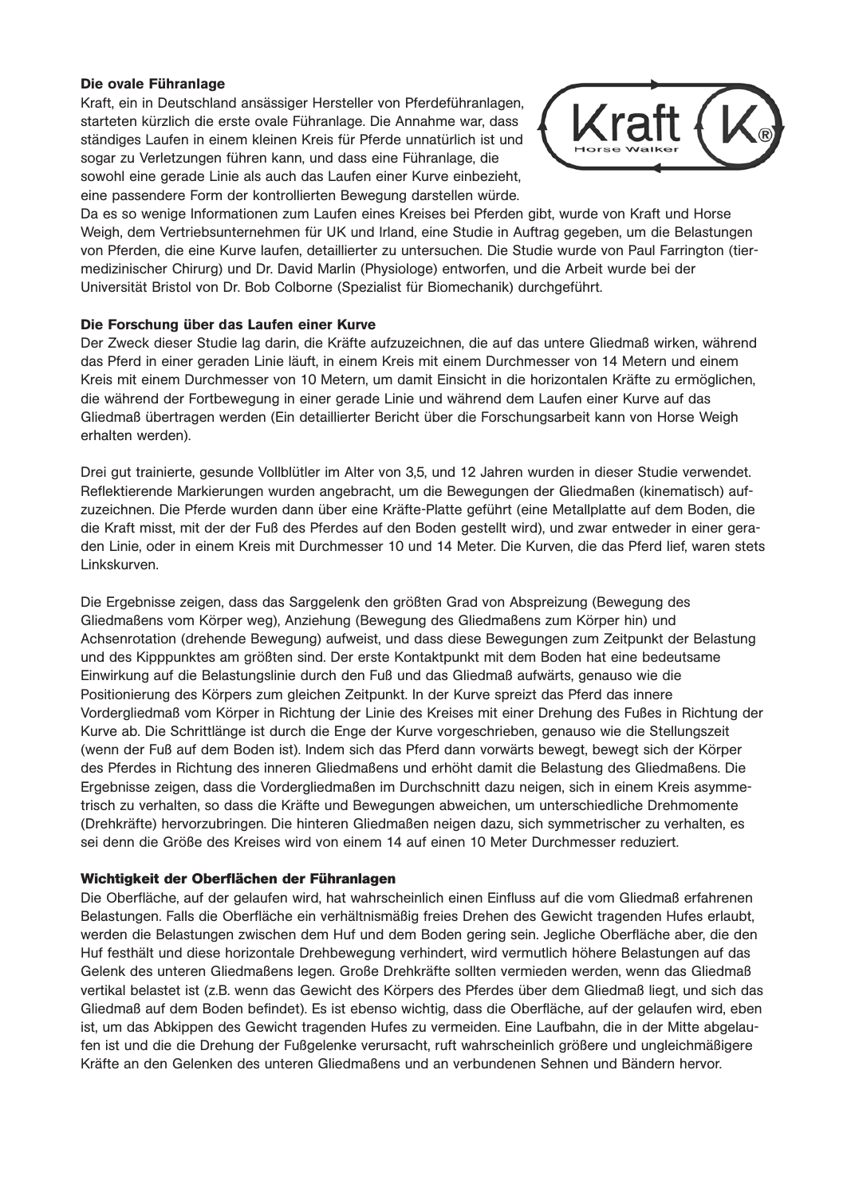### Die ovale Führanlage

Kraft, ein in Deutschland ansässiger Hersteller von Pferdeführanlagen, starteten kürzlich die erste ovale Führanlage. Die Annahme war, dass ständiges Laufen in einem kleinen Kreis für Pferde unnatürlich ist und sogar zu Verletzungen führen kann, und dass eine Führanlage, die sowohl eine gerade Linie als auch das Laufen einer Kurve einbezieht, eine passendere Form der kontrollierten Bewegung darstellen würde. Da es so wenige Informationen zum Laufen eines Kreises bei Pferden gibt, wurde von Kraft und Horse Weigh, dem Vertriebsunternehmen für UK und Irland, eine Studie in Auftrag gegeben, um die Belastungen von Pferden, die eine Kurve laufen, detaillierter zu untersuchen. Die Studie wurde von Paul Farrington (tiermedizinischer Chirurg) und Dr. David Marlin (Physiologe) entworfen, und die Arbeit wurde bei der Universität Bristol von Dr. Bob Colborne (Spezialist für Biomechanik) durchgeführt.

### Die Forschung über das Laufen einer Kurve

Der Zweck dieser Studie lag darin, die Kräfte aufzuzeichnen, die auf das untere Gliedmaß wirken, während das Pferd in einer geraden Linie läuft, in einem Kreis mit einem Durchmesser von 14 Metern und einem Kreis mit einem Durchmesser von 10 Metern, um damit Einsicht in die horizontalen Kräfte zu ermöglichen, die während der Fortbewegung in einer gerade Linie und während dem Laufen einer Kurve auf das Gliedmaß übertragen werden (Ein detaillierter Bericht über die Forschungsarbeit kann von Horse Weigh erhalten werden).

Drei gut trainierte, gesunde Vollblütler im Alter von 3,5, und 12 Jahren wurden in dieser Studie verwendet. Reflektierende Markierungen wurden angebracht, um die Bewegungen der Gliedmaßen (kinematisch) aufzuzeichnen. Die Pferde wurden dann über eine Kräfte-Platte geführt (eine Metallplatte auf dem Boden, die die Kraft misst, mit der der Fuß des Pferdes auf den Boden gestellt wird), und zwar entweder in einer geraden Linie, oder in einem Kreis mit Durchmesser 10 und 14 Meter. Die Kurven, die das Pferd lief, waren stets Linkskurven.

Die Ergebnisse zeigen, dass das Sarggelenk den größten Grad von Abspreizung (Bewegung des Gliedmaßens vom Körper weg), Anziehung (Bewegung des Gliedmaßens zum Körper hin) und Achsenrotation (drehende Bewegung) aufweist, und dass diese Bewegungen zum Zeitpunkt der Belastung und des Kipppunktes am größten sind. Der erste Kontaktpunkt mit dem Boden hat eine bedeutsame Einwirkung auf die Belastungslinie durch den Fuß und das Gliedmaß aufwärts, genauso wie die Positionierung des Körpers zum gleichen Zeitpunkt. In der Kurve spreizt das Pferd das innere Vordergliedmaß vom Körper in Richtung der Linie des Kreises mit einer Drehung des Fußes in Richtung der Kurve ab. Die Schrittlänge ist durch die Enge der Kurve vorgeschrieben, genauso wie die Stellungszeit (wenn der Fuß auf dem Boden ist). Indem sich das Pferd dann vorwärts bewegt, bewegt sich der Körper des Pferdes in Richtung des inneren Gliedmaßens und erhöht damit die Belastung des Gliedmaßens. Die Ergebnisse zeigen, dass die Vordergliedmaßen im Durchschnitt dazu neigen, sich in einem Kreis asymmetrisch zu verhalten, so dass die Kräfte und Bewegungen abweichen, um unterschiedliche Drehmomente (Drehkräfte) hervorzubringen. Die hinteren Gliedmaßen neigen dazu, sich symmetrischer zu verhalten, es sei denn die Größe des Kreises wird von einem 14 auf einen 10 Meter Durchmesser reduziert.

### Wichtigkeit der Oberflächen der Führanlagen

Die Oberfläche, auf der gelaufen wird, hat wahrscheinlich einen Einfluss auf die vom Gliedmaß erfahrenen Belastungen. Falls die Oberfläche ein verhältnismäßig freies Drehen des Gewicht tragenden Hufes erlaubt, werden die Belastungen zwischen dem Huf und dem Boden gering sein. Jegliche Oberfläche aber, die den Huf festhält und diese horizontale Drehbewegung verhindert, wird vermutlich höhere Belastungen auf das Gelenk des unteren Gliedmaßens legen. Große Drehkräfte sollten vermieden werden, wenn das Gliedmaß vertikal belastet ist (z.B. wenn das Gewicht des Körpers des Pferdes über dem Gliedmaß liegt, und sich das Gliedmaß auf dem Boden befindet). Es ist ebenso wichtig, dass die Oberfläche, auf der gelaufen wird, eben ist, um das Abkippen des Gewicht tragenden Hufes zu vermeiden. Eine Laufbahn, die in der Mitte abgelaufen ist und die die Drehung der Fußgelenke verursacht, ruft wahrscheinlich größere und ungleichmäßigere Kräfte an den Gelenken des unteren Gliedmaßens und an verbundenen Sehnen und Bändern hervor.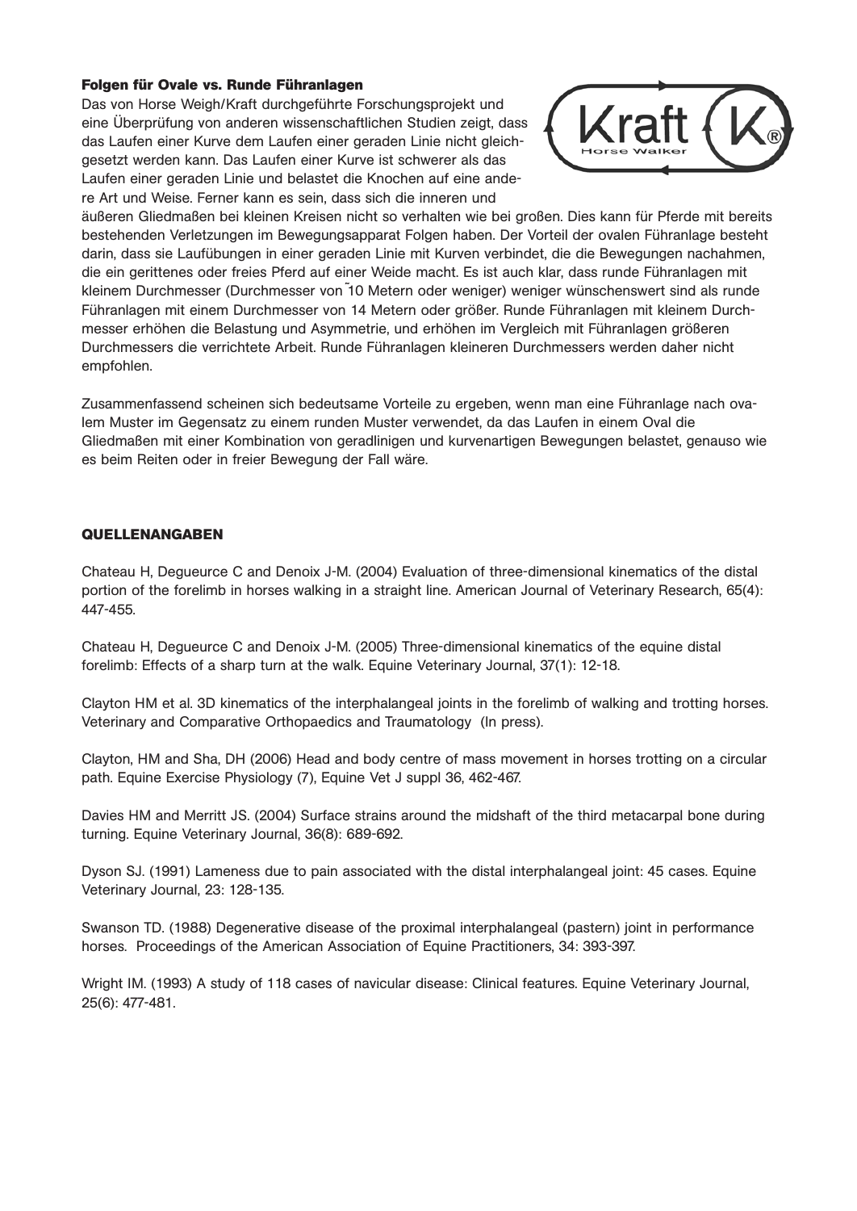### Folgen für Ovale vs. Runde Führanlagen

Das von Horse Weigh/Kraft durchgeführte Forschungsprojekt und eine Überprüfung von anderen wissenschaftlichen Studien zeigt, dass das Laufen einer Kurve dem Laufen einer geraden Linie nicht gleichgesetzt werden kann. Das Laufen einer Kurve ist schwerer als das Laufen einer geraden Linie und belastet die Knochen auf eine andere Art und Weise. Ferner kann es sein, dass sich die inneren und äußeren Gliedmaßen bei kleinen Kreisen nicht so verhalten wie bei großen. Dies kann für Pferde mit bereits bestehenden Verletzungen im Bewegungsapparat Folgen haben. Der Vorteil der ovalen Führanlage besteht darin, dass sie Laufübungen in einer geraden Linie mit Kurven verbindet, die die Bewegungen nachahmen, die ein gerittenes oder freies Pferd auf einer Weide macht. Es ist auch klar, dass runde Führanlagen mit kleinem Durchmesser (Durchmesser von ˜10 Metern oder weniger) weniger wünschenswert sind als runde Führanlagen mit einem Durchmesser von 14 Metern oder größer. Runde Führanlagen mit kleinem Durchmesser erhöhen die Belastung und Asymmetrie, und erhöhen im Vergleich mit Führanlagen größeren Durchmessers die verrichtete Arbeit. Runde Führanlagen kleineren Durchmessers werden daher nicht empfohlen.

Zusammenfassend scheinen sich bedeutsame Vorteile zu ergeben, wenn man eine Führanlage nach ovalem Muster im Gegensatz zu einem runden Muster verwendet, da das Laufen in einem Oval die Gliedmaßen mit einer Kombination von geradlinigen und kurvenartigen Bewegungen belastet, genauso wie es beim Reiten oder in freier Bewegung der Fall wäre.

### QUELLENANGABEN

Chateau H, Degueurce C and Denoix J-M. (2004) Evaluation of three-dimensional kinematics of the distal portion of the forelimb in horses walking in a straight line. American Journal of Veterinary Research, 65(4): 447-455.

Chateau H, Degueurce C and Denoix J-M. (2005) Three-dimensional kinematics of the equine distal forelimb: Effects of a sharp turn at the walk. Equine Veterinary Journal, 37(1): 12-18.

Clayton HM et al. 3D kinematics of the interphalangeal joints in the forelimb of walking and trotting horses. Veterinary and Comparative Orthopaedics and Traumatology (In press).

Clayton, HM and Sha, DH (2006) Head and body centre of mass movement in horses trotting on a circular path. Equine Exercise Physiology (7), Equine Vet J suppl 36, 462-467.

Davies HM and Merritt JS. (2004) Surface strains around the midshaft of the third metacarpal bone during turning. Equine Veterinary Journal, 36(8): 689-692.

Dyson SJ. (1991) Lameness due to pain associated with the distal interphalangeal joint: 45 cases. Equine Veterinary Journal, 23: 128-135.

Swanson TD. (1988) Degenerative disease of the proximal interphalangeal (pastern) joint in performance horses. Proceedings of the American Association of Equine Practitioners, 34: 393-397.

Wright IM. (1993) A study of 118 cases of navicular disease: Clinical features. Equine Veterinary Journal, 25(6): 477-481.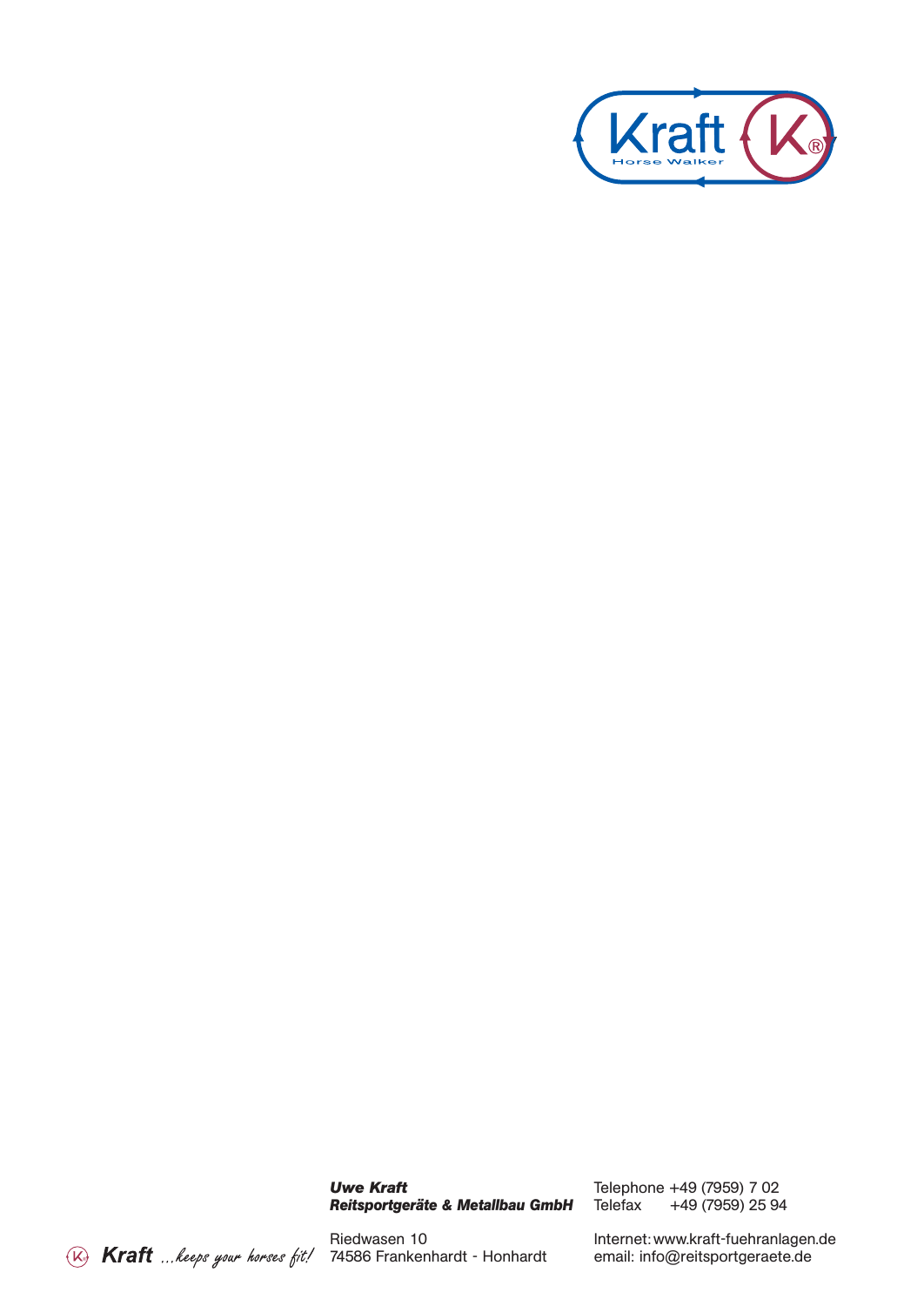Kraft

Horse Walker

***Uwe Kraft***
***Reitsportgeräte & Metallbau GmbH***

Riedwasen 10
74586 Frankenhardt - Honhardt

Telephone +49 (7959) 7 02
Telefax +49 (7959) 25 94

Internet: www.kraft-fuehranlagen.de
email: info@reitsportgeraete.de

***Kraft*** *...keeps your horses fit!*